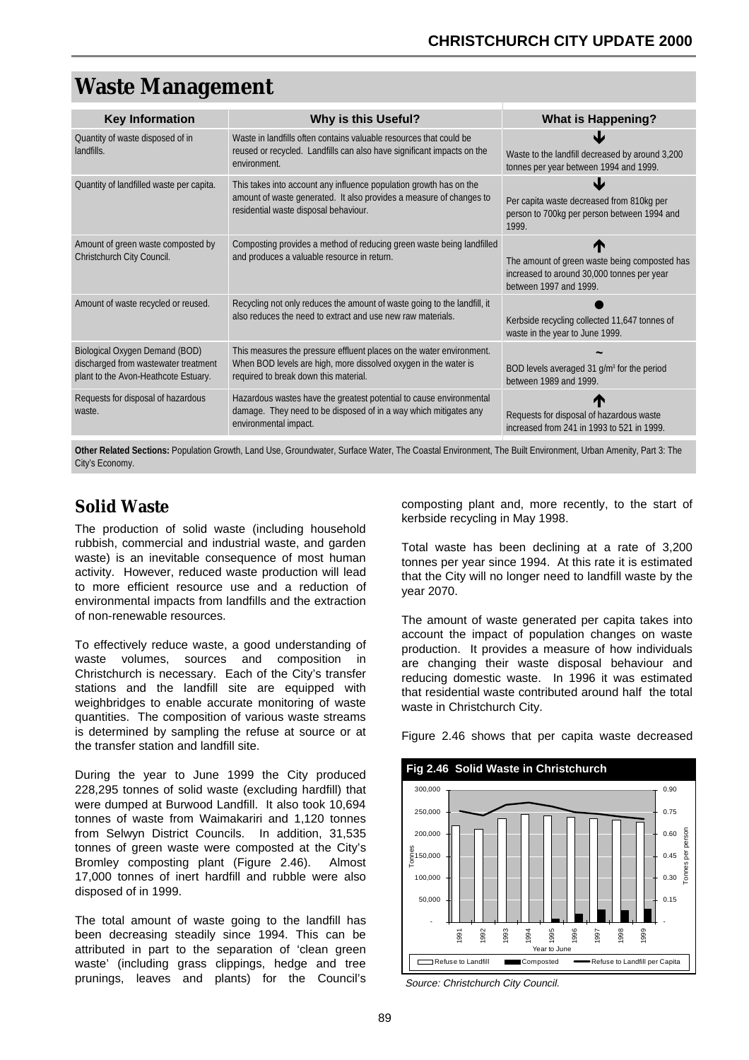# Waste Management

| Key Information | Why is this Useful? | What is Happening? |
|---|---|---|
| Quantity of waste disposed of in landfills. | Waste in landfills often contains valuable resources that could be reused or recycled. Landfills can also have significant impacts on the environment. | ↓ Waste to the landfill decreased by around 3,200 tonnes per year between 1994 and 1999. |
| Quantity of landfilled waste per capita. | This takes into account any influence population growth has on the amount of waste generated. It also provides a measure of changes to residential waste disposal behaviour. | ↓ Per capita waste decreased from 810kg per person to 700kg per person between 1994 and 1999. |
| Amount of green waste composted by Christchurch City Council. | Composting provides a method of reducing green waste being landfilled and produces a valuable resource in return. | ↑ The amount of green waste being composted has increased to around 30,000 tonnes per year between 1997 and 1999. |
| Amount of waste recycled or reused. | Recycling not only reduces the amount of waste going to the landfill, it also reduces the need to extract and use new raw materials. | ● Kerbside recycling collected 11,647 tonnes of waste in the year to June 1999. |
| Biological Oxygen Demand (BOD) discharged from wastewater treatment plant to the Avon-Heathcote Estuary. | This measures the pressure effluent places on the water environment. When BOD levels are high, more dissolved oxygen in the water is required to break down this material. | ~ BOD levels averaged 31 g/m³ for the period between 1989 and 1999. |
| Requests for disposal of hazardous waste. | Hazardous wastes have the greatest potential to cause environmental damage. They need to be disposed of in a way which mitigates any environmental impact. | ↑ Requests for disposal of hazardous waste increased from 241 in 1993 to 521 in 1999. |

**Other Related Sections:** Population Growth, Land Use, Groundwater, Surface Water, The Coastal Environment, The Built Environment, Urban Amenity, Part 3: The City's Economy.

## Solid Waste

The production of solid waste (including household rubbish, commercial and industrial waste, and garden waste) is an inevitable consequence of most human activity. However, reduced waste production will lead to more efficient resource use and a reduction of environmental impacts from landfills and the extraction of non-renewable resources.

To effectively reduce waste, a good understanding of waste volumes, sources and composition in Christchurch is necessary. Each of the City's transfer stations and the landfill site are equipped with weighbridges to enable accurate monitoring of waste quantities. The composition of various waste streams is determined by sampling the refuse at source or at the transfer station and landfill site.

During the year to June 1999 the City produced 228,295 tonnes of solid waste (excluding hardfill) that were dumped at Burwood Landfill. It also took 10,694 tonnes of waste from Waimakariri and 1,120 tonnes from Selwyn District Councils. In addition, 31,535 tonnes of green waste were composted at the City's Bromley composting plant (Figure 2.46). Almost 17,000 tonnes of inert hardfill and rubble were also disposed of in 1999.

The total amount of waste going to the landfill has been decreasing steadily since 1994. This can be attributed in part to the separation of 'clean green waste' (including grass clippings, hedge and tree prunings, leaves and plants) for the Council's composting plant and, more recently, to the start of kerbside recycling in May 1998.

Total waste has been declining at a rate of 3,200 tonnes per year since 1994. At this rate it is estimated that the City will no longer need to landfill waste by the year 2070.

The amount of waste generated per capita takes into account the impact of population changes on waste production. It provides a measure of how individuals are changing their waste disposal behaviour and reducing domestic waste. In 1996 it was estimated that residential waste contributed around half the total waste in Christchurch City.

Figure 2.46 shows that per capita waste decreased

**Fig 2.46 Solid Waste in Christchurch**

*Source: Christchurch City Council.*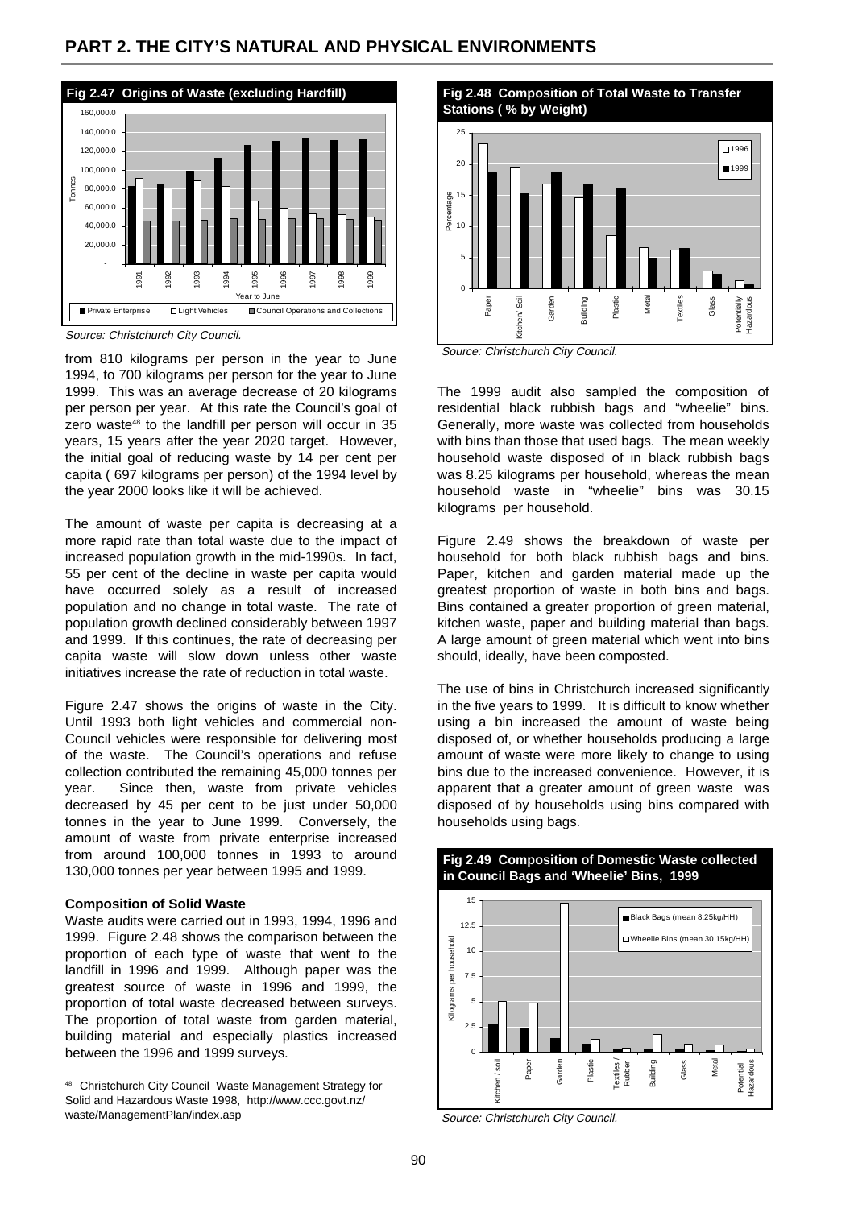## PART 2. THE CITY'S NATURAL AND PHYSICAL ENVIRONMENTS

**Fig 2.47 Origins of Waste (excluding Hardfill)**

160,000.0
140,000.0
120,000.0
100,000.0
80,000.0
60,000.0
40,000.0
20,000.0
-

Tonnes

1991 1992 1993 1994 1995 1996 1997 1998 1999

Year to June

Private Enterprise
Light Vehicles
Council Operations and Collections

*Source: Christchurch City Council.*

from 810 kilograms per person in the year to June 1994, to 700 kilograms per person for the year to June 1999. This was an average decrease of 20 kilograms per person per year. At this rate the Council's goal of zero waste[48] to the landfill per person will occur in 35 years, 15 years after the year 2020 target. However, the initial goal of reducing waste by 14 per cent per capita ( 697 kilograms per person) of the 1994 level by the year 2000 looks like it will be achieved.

The amount of waste per capita is decreasing at a more rapid rate than total waste due to the impact of increased population growth in the mid-1990s. In fact, 55 per cent of the decline in waste per capita would have occurred solely as a result of increased population and no change in total waste. The rate of population growth declined considerably between 1997 and 1999. If this continues, the rate of decreasing per capita waste will slow down unless other waste initiatives increase the rate of reduction in total waste.

Figure 2.47 shows the origins of waste in the City. Until 1993 both light vehicles and commercial non-Council vehicles were responsible for delivering most of the waste. The Council's operations and refuse collection contributed the remaining 45,000 tonnes per year. Since then, waste from private vehicles decreased by 45 per cent to be just under 50,000 tonnes in the year to June 1999. Conversely, the amount of waste from private enterprise increased from around 100,000 tonnes in 1993 to around 130,000 tonnes per year between 1995 and 1999.

**Composition of Solid Waste**

Waste audits were carried out in 1993, 1994, 1996 and 1999. Figure 2.48 shows the comparison between the proportion of each type of waste that went to the landfill in 1996 and 1999. Although paper was the greatest source of waste in 1996 and 1999, the proportion of total waste decreased between surveys. The proportion of total waste from garden material, building material and especially plastics increased between the 1996 and 1999 surveys.

[48] Christchurch City Council Waste Management Strategy for Solid and Hazardous Waste 1998, http://www.ccc.govt.nz/waste/ManagementPlan/index.asp

**Fig 2.48 Composition of Total Waste to Transfer Stations ( % by Weight)**

25
20
15
10
5
0

Percentage

Paper
Kitchen/ Soil
Garden
Building
Plastic
Metal
Textiles
Glass
Potentially Hazardous

1996
1999

*Source: Christchurch City Council.*

The 1999 audit also sampled the composition of residential black rubbish bags and "wheelie" bins. Generally, more waste was collected from households with bins than those that used bags. The mean weekly household waste disposed of in black rubbish bags was 8.25 kilograms per household, whereas the mean household waste in "wheelie" bins was 30.15 kilograms per household.

Figure 2.49 shows the breakdown of waste per household for both black rubbish bags and bins. Paper, kitchen and garden material made up the greatest proportion of waste in both bins and bags. Bins contained a greater proportion of green material, kitchen waste, paper and building material than bags. A large amount of green material which went into bins should, ideally, have been composted.

The use of bins in Christchurch increased significantly in the five years to 1999. It is difficult to know whether using a bin increased the amount of waste being disposed of, or whether households producing a large amount of waste were more likely to change to using bins due to the increased convenience. However, it is apparent that a greater amount of green waste was disposed of by households using bins compared with households using bags.

**Fig 2.49 Composition of Domestic Waste collected in Council Bags and 'Wheelie' Bins, 1999**

15
12.5
10
7.5
5
2.5
0

Kilograms per household

Kitchen / soil
Paper
Garden
Plastic
Textiles / Rubber
Building
Glass
Metal
Potential Hazardous

Black Bags (mean 8.25kg/HH)
Wheelie Bins (mean 30.15kg/HH)

*Source: Christchurch City Council.*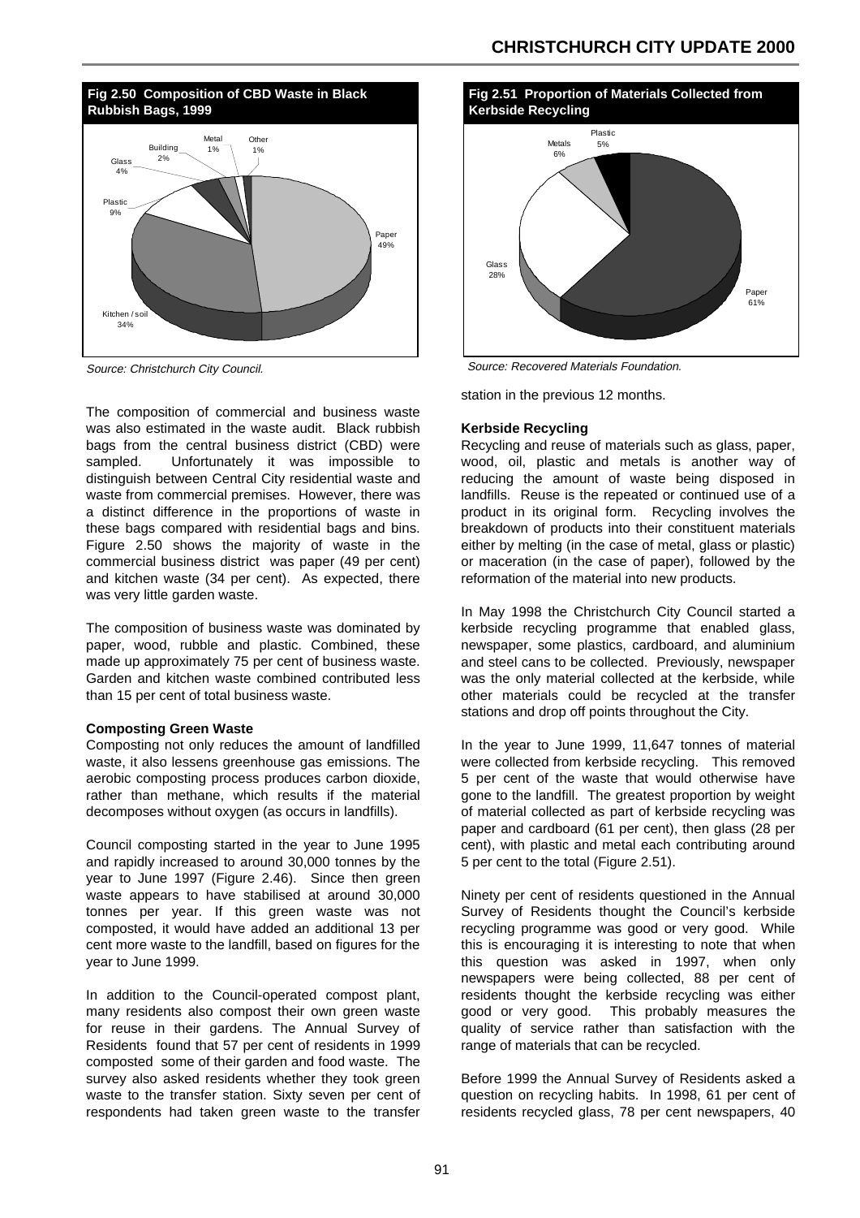**Fig 2.50 Composition of CBD Waste in Black Rubbish Bags, 1999**

Metal 1%
Other 1%
Building 2%
Glass 4%
Plastic 9%
Paper 49%
Kitchen / soil 34%

*Source: Christchurch City Council.*

The composition of commercial and business waste was also estimated in the waste audit. Black rubbish bags from the central business district (CBD) were sampled. Unfortunately it was impossible to distinguish between Central City residential waste and waste from commercial premises. However, there was a distinct difference in the proportions of waste in these bags compared with residential bags and bins. Figure 2.50 shows the majority of waste in the commercial business district was paper (49 per cent) and kitchen waste (34 per cent). As expected, there was very little garden waste.

The composition of business waste was dominated by paper, wood, rubble and plastic. Combined, these made up approximately 75 per cent of business waste. Garden and kitchen waste combined contributed less than 15 per cent of total business waste.

**Composting Green Waste**

Composting not only reduces the amount of landfilled waste, it also lessens greenhouse gas emissions. The aerobic composting process produces carbon dioxide, rather than methane, which results if the material decomposes without oxygen (as occurs in landfills).

Council composting started in the year to June 1995 and rapidly increased to around 30,000 tonnes by the year to June 1997 (Figure 2.46). Since then green waste appears to have stabilised at around 30,000 tonnes per year. If this green waste was not composted, it would have added an additional 13 per cent more waste to the landfill, based on figures for the year to June 1999.

In addition to the Council-operated compost plant, many residents also compost their own green waste for reuse in their gardens. The Annual Survey of Residents found that 57 per cent of residents in 1999 composted some of their garden and food waste. The survey also asked residents whether they took green waste to the transfer station. Sixty seven per cent of respondents had taken green waste to the transfer station in the previous 12 months.

**Fig 2.51 Proportion of Materials Collected from Kerbside Recycling**

Plastic 5%
Metals 6%
Glass 28%
Paper 61%

*Source: Recovered Materials Foundation.*

**Kerbside Recycling**

Recycling and reuse of materials such as glass, paper, wood, oil, plastic and metals is another way of reducing the amount of waste being disposed in landfills. Reuse is the repeated or continued use of a product in its original form. Recycling involves the breakdown of products into their constituent materials either by melting (in the case of metal, glass or plastic) or maceration (in the case of paper), followed by the reformation of the material into new products.

In May 1998 the Christchurch City Council started a kerbside recycling programme that enabled glass, newspaper, some plastics, cardboard, and aluminium and steel cans to be collected. Previously, newspaper was the only material collected at the kerbside, while other materials could be recycled at the transfer stations and drop off points throughout the City.

In the year to June 1999, 11,647 tonnes of material were collected from kerbside recycling. This removed 5 per cent of the waste that would otherwise have gone to the landfill. The greatest proportion by weight of material collected as part of kerbside recycling was paper and cardboard (61 per cent), then glass (28 per cent), with plastic and metal each contributing around 5 per cent to the total (Figure 2.51).

Ninety per cent of residents questioned in the Annual Survey of Residents thought the Council's kerbside recycling programme was good or very good. While this is encouraging it is interesting to note that when this question was asked in 1997, when only newspapers were being collected, 88 per cent of residents thought the kerbside recycling was either good or very good. This probably measures the quality of service rather than satisfaction with the range of materials that can be recycled.

Before 1999 the Annual Survey of Residents asked a question on recycling habits. In 1998, 61 per cent of residents recycled glass, 78 per cent newspapers, 40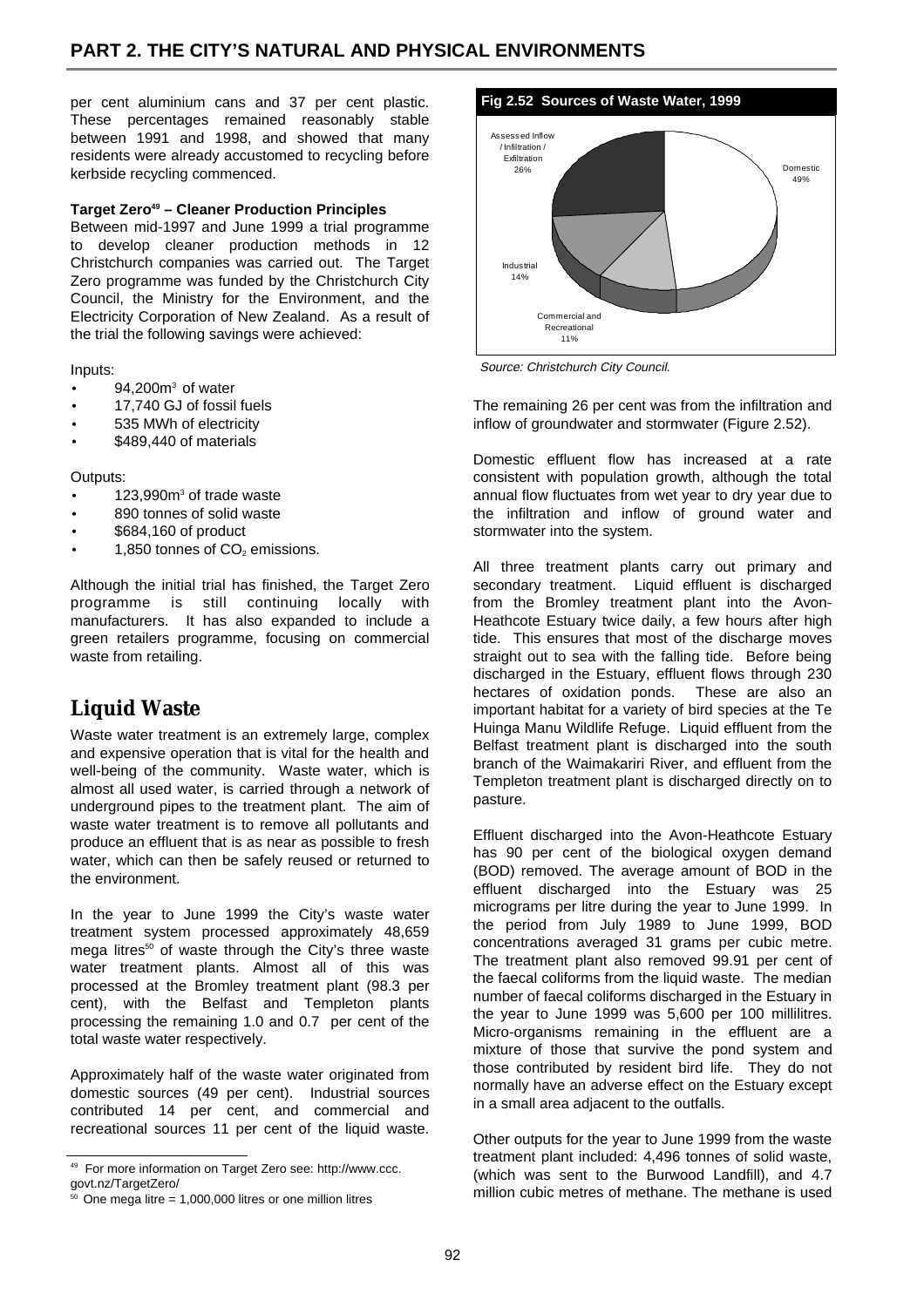per cent aluminium cans and 37 per cent plastic. These percentages remained reasonably stable between 1991 and 1998, and showed that many residents were already accustomed to recycling before kerbside recycling commenced.

**Target Zero[49] – Cleaner Production Principles**

Between mid-1997 and June 1999 a trial programme to develop cleaner production methods in 12 Christchurch companies was carried out. The Target Zero programme was funded by the Christchurch City Council, the Ministry for the Environment, and the Electricity Corporation of New Zealand. As a result of the trial the following savings were achieved:

Inputs:

- 94,200m$^3$ of water
- 17,740 GJ of fossil fuels
- 535 MWh of electricity
- $489,440 of materials

Outputs:

- 123,990m$^3$ of trade waste
- 890 tonnes of solid waste
- $684,160 of product
- 1,850 tonnes of $CO_2$ emissions.

Although the initial trial has finished, the Target Zero programme is still continuing locally with manufacturers. It has also expanded to include a green retailers programme, focusing on commercial waste from retailing.

## Liquid Waste

Waste water treatment is an extremely large, complex and expensive operation that is vital for the health and well-being of the community. Waste water, which is almost all used water, is carried through a network of underground pipes to the treatment plant. The aim of waste water treatment is to remove all pollutants and produce an effluent that is as near as possible to fresh water, which can then be safely reused or returned to the environment.

In the year to June 1999 the City's waste water treatment system processed approximately 48,659 mega litres[50] of waste through the City's three waste water treatment plants. Almost all of this was processed at the Bromley treatment plant (98.3 per cent), with the Belfast and Templeton plants processing the remaining 1.0 and 0.7 per cent of the total waste water respectively.

Approximately half of the waste water originated from domestic sources (49 per cent). Industrial sources contributed 14 per cent, and commercial and recreational sources 11 per cent of the liquid waste.

**Fig 2.52 Sources of Waste Water, 1999**

Assessed Inflow / Infiltration / Exfiltration 26%
Domestic 49%
Industrial 14%
Commercial and Recreational 11%

*Source: Christchurch City Council.*

The remaining 26 per cent was from the infiltration and inflow of groundwater and stormwater (Figure 2.52).

Domestic effluent flow has increased at a rate consistent with population growth, although the total annual flow fluctuates from wet year to dry year due to the infiltration and inflow of ground water and stormwater into the system.

All three treatment plants carry out primary and secondary treatment. Liquid effluent is discharged from the Bromley treatment plant into the Avon-Heathcote Estuary twice daily, a few hours after high tide. This ensures that most of the discharge moves straight out to sea with the falling tide. Before being discharged in the Estuary, effluent flows through 230 hectares of oxidation ponds. These are also an important habitat for a variety of bird species at the Te Huinga Manu Wildlife Refuge. Liquid effluent from the Belfast treatment plant is discharged into the south branch of the Waimakariri River, and effluent from the Templeton treatment plant is discharged directly on to pasture.

Effluent discharged into the Avon-Heathcote Estuary has 90 per cent of the biological oxygen demand (BOD) removed. The average amount of BOD in the effluent discharged into the Estuary was 25 micrograms per litre during the year to June 1999. In the period from July 1989 to June 1999, BOD concentrations averaged 31 grams per cubic metre. The treatment plant also removed 99.91 per cent of the faecal coliforms from the liquid waste. The median number of faecal coliforms discharged in the Estuary in the year to June 1999 was 5,600 per 100 millilitres. Micro-organisms remaining in the effluent are a mixture of those that survive the pond system and those contributed by resident bird life. They do not normally have an adverse effect on the Estuary except in a small area adjacent to the outfalls.

Other outputs for the year to June 1999 from the waste treatment plant included: 4,496 tonnes of solid waste, (which was sent to the Burwood Landfill), and 4.7 million cubic metres of methane. The methane is used

---

[49] For more information on Target Zero see: http://www.ccc.govt.nz/TargetZero/

[50] One mega litre = 1,000,000 litres or one million litres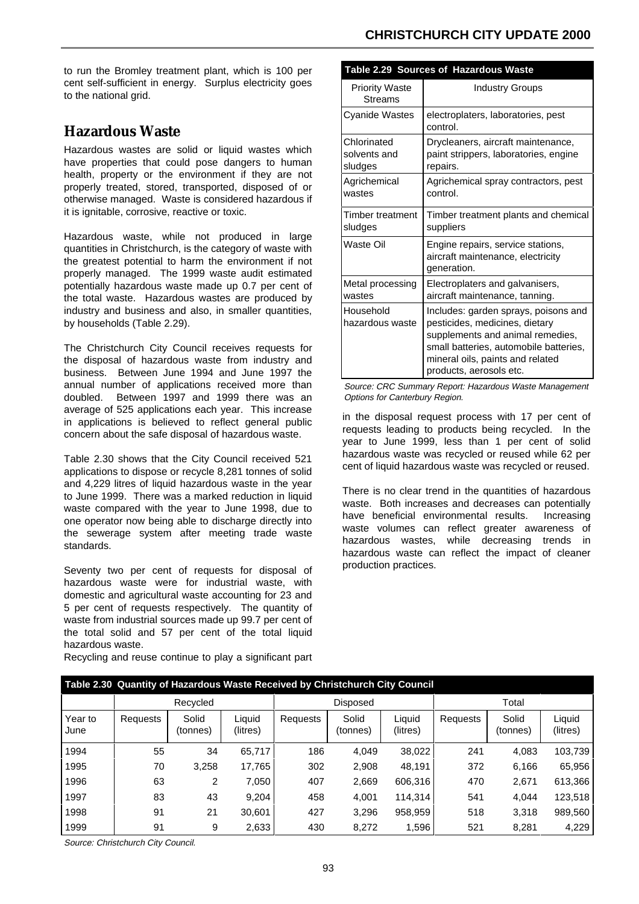to run the Bromley treatment plant, which is 100 per cent self-sufficient in energy. Surplus electricity goes to the national grid.

## Hazardous Waste

Hazardous wastes are solid or liquid wastes which have properties that could pose dangers to human health, property or the environment if they are not properly treated, stored, transported, disposed of or otherwise managed. Waste is considered hazardous if it is ignitable, corrosive, reactive or toxic.

Hazardous waste, while not produced in large quantities in Christchurch, is the category of waste with the greatest potential to harm the environment if not properly managed. The 1999 waste audit estimated potentially hazardous waste made up 0.7 per cent of the total waste. Hazardous wastes are produced by industry and business and also, in smaller quantities, by households (Table 2.29).

The Christchurch City Council receives requests for the disposal of hazardous waste from industry and business. Between June 1994 and June 1997 the annual number of applications received more than doubled. Between 1997 and 1999 there was an average of 525 applications each year. This increase in applications is believed to reflect general public concern about the safe disposal of hazardous waste.

Table 2.30 shows that the City Council received 521 applications to dispose or recycle 8,281 tonnes of solid and 4,229 litres of liquid hazardous waste in the year to June 1999. There was a marked reduction in liquid waste compared with the year to June 1998, due to one operator now being able to discharge directly into the sewerage system after meeting trade waste standards.

Seventy two per cent of requests for disposal of hazardous waste were for industrial waste, with domestic and agricultural waste accounting for 23 and 5 per cent of requests respectively. The quantity of waste from industrial sources made up 99.7 per cent of the total solid and 57 per cent of the total liquid hazardous waste.

Recycling and reuse continue to play a significant part in the disposal request process with 17 per cent of requests leading to products being recycled. In the year to June 1999, less than 1 per cent of solid hazardous waste was recycled or reused while 62 per cent of liquid hazardous waste was recycled or reused.

There is no clear trend in the quantities of hazardous waste. Both increases and decreases can potentially have beneficial environmental results. Increasing waste volumes can reflect greater awareness of hazardous wastes, while decreasing trends in hazardous waste can reflect the impact of cleaner production practices.

**Table 2.29 Sources of Hazardous Waste**

| Priority Waste Streams | Industry Groups |
|---|---|
| Cyanide Wastes | electroplaters, laboratories, pest control. |
| Chlorinated solvents and sludges | Drycleaners, aircraft maintenance, paint strippers, laboratories, engine repairs. |
| Agrichemical wastes | Agrichemical spray contractors, pest control. |
| Timber treatment sludges | Timber treatment plants and chemical suppliers |
| Waste Oil | Engine repairs, service stations, aircraft maintenance, electricity generation. |
| Metal processing wastes | Electroplaters and galvanisers, aircraft maintenance, tanning. |
| Household hazardous waste | Includes: garden sprays, poisons and pesticides, medicines, dietary supplements and animal remedies, small batteries, automobile batteries, mineral oils, paints and related products, aerosols etc. |

*Source: CRC Summary Report: Hazardous Waste Management Options for Canterbury Region.*

**Table 2.30 Quantity of Hazardous Waste Received by Christchurch City Council**

| | Recycled | | | Disposed | | | Total | | |
|---|---|---|---|---|---|---|---|---|---|
| Year to June | Requests | Solid (tonnes) | Liquid (litres) | Requests | Solid (tonnes) | Liquid (litres) | Requests | Solid (tonnes) | Liquid (litres) |
| 1994 | 55 | 34 | 65,717 | 186 | 4,049 | 38,022 | 241 | 4,083 | 103,739 |
| 1995 | 70 | 3,258 | 17,765 | 302 | 2,908 | 48,191 | 372 | 6,166 | 65,956 |
| 1996 | 63 | 2 | 7,050 | 407 | 2,669 | 606,316 | 470 | 2,671 | 613,366 |
| 1997 | 83 | 43 | 9,204 | 458 | 4,001 | 114,314 | 541 | 4,044 | 123,518 |
| 1998 | 91 | 21 | 30,601 | 427 | 3,296 | 958,959 | 518 | 3,318 | 989,560 |
| 1999 | 91 | 9 | 2,633 | 430 | 8,272 | 1,596 | 521 | 8,281 | 4,229 |

*Source: Christchurch City Council.*